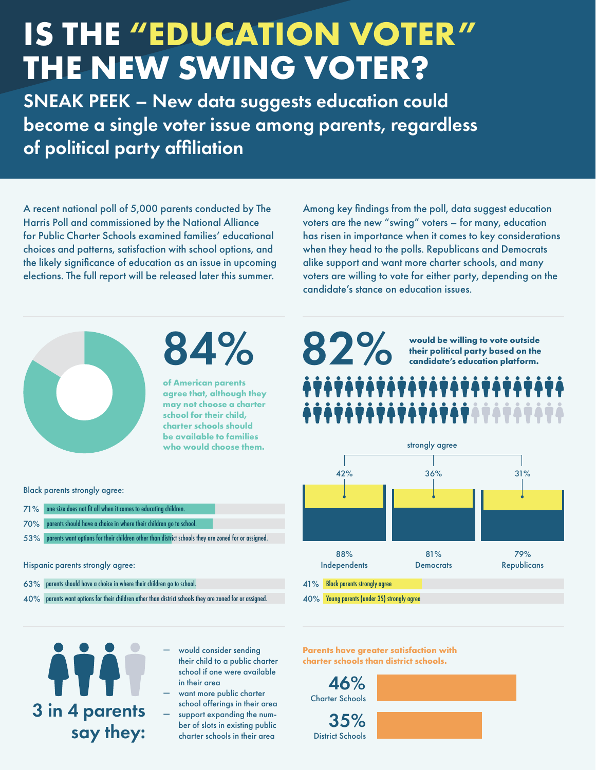# IS THE "EDUCATION VOTER" THE NEW SWING VOTER?

## SNEAK PEEK – New data suggests education could become a single voter issue among parents, regardless of political party affiliation

A recent national poll of 5,000 parents conducted by The Harris Poll and commissioned by the National Alliance for Public Charter Schools examined families' educational choices and patterns, satisfaction with school options, and the likely significance of education as an issue in upcoming elections. The full report will be released later this summer.

Among key findings from the poll, data suggest education voters are the new "swing" voters – for many, education has risen in importance when it comes to key considerations when they head to the polls. Republicans and Democrats alike support and want more charter schools, and many voters are willing to vote for either party, depending on the candidate's stance on education issues.

**84%**

**of American parents agree that, although they may not choose a charter school for their child, charter schools should be available to families who would choose them.**

Black parents strongly agree:

- 71% one size does not fit all when it comes to educating children.
- 70% parents should have a choice in where their children go to school.
- 53% parents want options for their children other than district schools they are zoned for or assigned.

Hispanic parents strongly agree:

- 63% parents should have a choice in where their children go to school.
- 40% parents want options for their children other than district schools they are zoned for or assigned.

**82%** **would be willing to vote outside their political party based on the candidate's education platform.**

| | Independents | Democrats | Republicans |
|---|---|---|---|
| strongly agree | 42% | 36% | 31% |
| total | 88% | 81% | 79% |

- 41% Black parents strongly agree
- 40% Young parents (under 35) strongly agree

**3 in 4 parents say they:**

- would consider sending their child to a public charter school if one were available in their area
- want more public charter school offerings in their area
- support expanding the number of slots in existing public charter schools in their area

**Parents have greater satisfaction with charter schools than district schools.**

- 46% Charter Schools
- 35% District Schools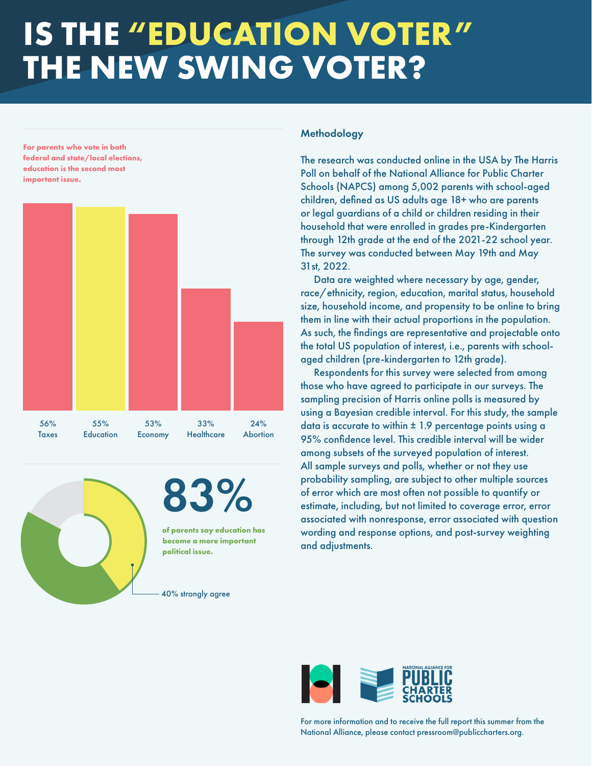# IS THE "EDUCATION VOTER" THE NEW SWING VOTER?

**For parents who vote in both federal and state/local elections, education is the second most important issue.**

56% Taxes

55% Education

53% Economy

33% Healthcare

24% Abortion

83%

**of parents say education has become a more important political issue.**

40% strongly agree

## Methodology

The research was conducted online in the USA by The Harris Poll on behalf of the National Alliance for Public Charter Schools (NAPCS) among 5,002 parents with school-aged children, defined as US adults age 18+ who are parents or legal guardians of a child or children residing in their household that were enrolled in grades pre-Kindergarten through 12th grade at the end of the 2021-22 school year. The survey was conducted between May 19th and May 31st, 2022.

Data are weighted where necessary by age, gender, race/ethnicity, region, education, marital status, household size, household income, and propensity to be online to bring them in line with their actual proportions in the population. As such, the findings are representative and projectable onto the total US population of interest, i.e., parents with school-aged children (pre-kindergarten to 12th grade).

Respondents for this survey were selected from among those who have agreed to participate in our surveys. The sampling precision of Harris online polls is measured by using a Bayesian credible interval. For this study, the sample data is accurate to within ± 1.9 percentage points using a 95% confidence level. This credible interval will be wider among subsets of the surveyed population of interest. All sample surveys and polls, whether or not they use probability sampling, are subject to other multiple sources of error which are most often not possible to quantify or estimate, including, but not limited to coverage error, error associated with nonresponse, error associated with question wording and response options, and post-survey weighting and adjustments.

NATIONAL ALLIANCE FOR PUBLIC CHARTER SCHOOLS

For more information and to receive the full report this summer from the National Alliance, please contact pressroom@publiccharters.org.